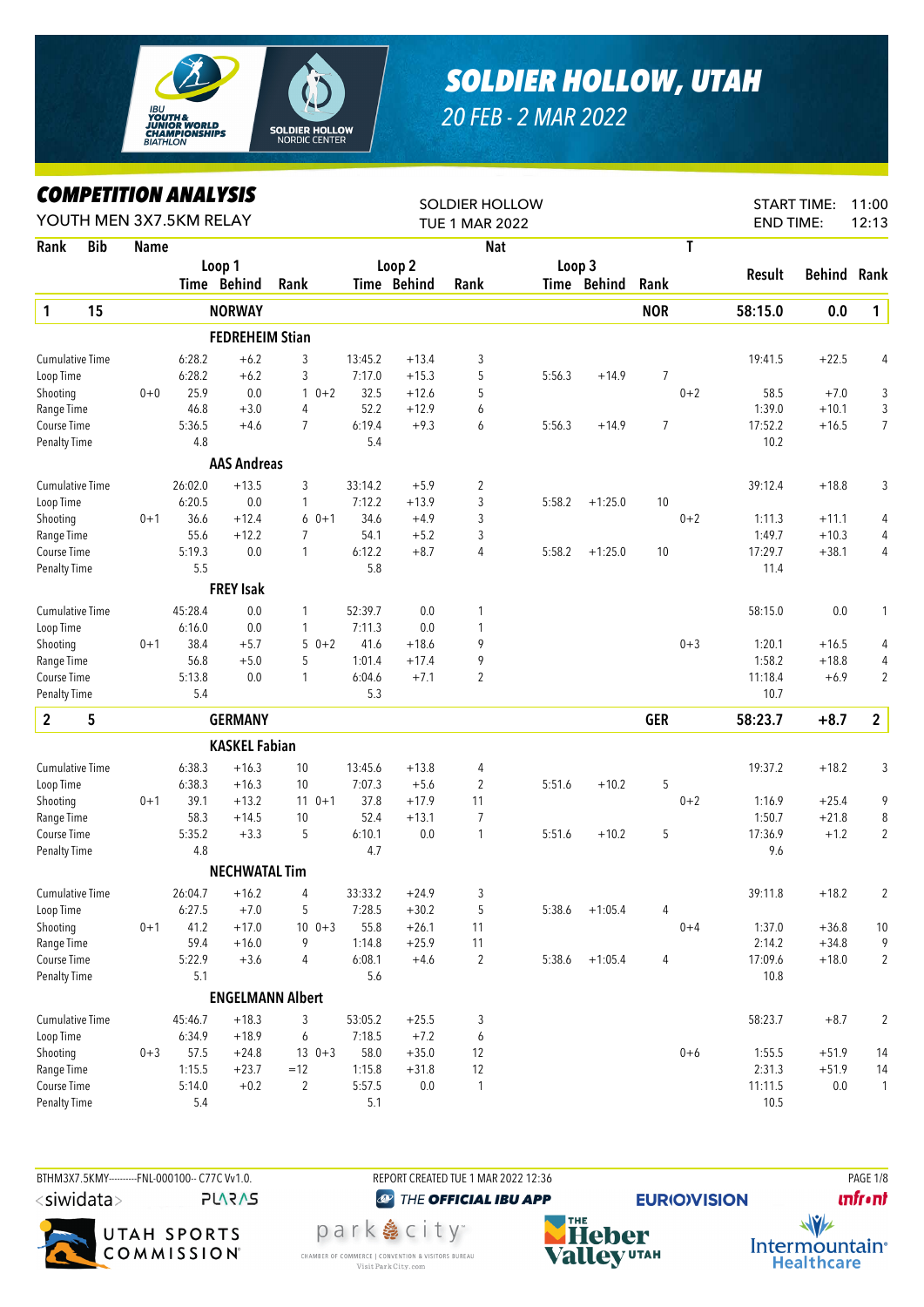# SOLDIER HOLLOW, UTAH

20 FEB - 2 MAR 2022

## COMPETITION ANALYSIS

YOUTH MEN 3X7.5KM RELAY

SOLDIER HOLLOW
TUE 1 MAR 2022

START TIME: 11:00
END TIME: 12:13

| Rank | Bib | Name | | Loop 1 Time | Loop 1 Behind | Loop 1 Rank | | Loop 2 Time | Loop 2 Behind | Loop 2 Rank | Loop 3 Time | Loop 3 Behind | Loop 3 Rank | Nat | T | Result | Behind | Rank |
|---|---|---|---|---|---|---|---|---|---|---|---|---|---|---|---|---|---|---|
| **1** | **15** | **NORWAY** | | | | | | | | | | | | **NOR** | | **58:15.0** | **0.0** | **1** |
| | | **FEDREHEIM Stian** | | | | | | | | | | | | | | | | |
| Cumulative Time | | | | 6:28.2 | +6.2 | 3 | | 13:45.2 | +13.4 | 3 | | | | | | 19:41.5 | +22.5 | 4 |
| Loop Time | | | | 6:28.2 | +6.2 | 3 | | 7:17.0 | +15.3 | 5 | 5:56.3 | +14.9 | 7 | | | | | |
| Shooting | | | 0+0 | 25.9 | 0.0 | 1 | 0+2 | 32.5 | +12.6 | 5 | | | | | 0+2 | 58.5 | +7.0 | 3 |
| Range Time | | | | 46.8 | +3.0 | 4 | | 52.2 | +12.9 | 6 | | | | | | 1:39.0 | +10.1 | 3 |
| Course Time | | | | 5:36.5 | +4.6 | 7 | | 6:19.4 | +9.3 | 6 | 5:56.3 | +14.9 | 7 | | | 17:52.2 | +16.5 | 7 |
| Penalty Time | | | | 4.8 | | | | 5.4 | | | | | | | | 10.2 | | |
| | | **AAS Andreas** | | | | | | | | | | | | | | | | |
| Cumulative Time | | | | 26:02.0 | +13.5 | 3 | | 33:14.2 | +5.9 | 2 | | | | | | 39:12.4 | +18.8 | 3 |
| Loop Time | | | | 6:20.5 | 0.0 | 1 | | 7:12.2 | +13.9 | 3 | 5:58.2 | +1:25.0 | 10 | | | | | |
| Shooting | | | 0+1 | 36.6 | +12.4 | 6 | 0+1 | 34.6 | +4.9 | 3 | | | | | 0+2 | 1:11.3 | +11.1 | 4 |
| Range Time | | | | 55.6 | +12.2 | 7 | | 54.1 | +5.2 | 3 | | | | | | 1:49.7 | +10.3 | 4 |
| Course Time | | | | 5:19.3 | 0.0 | 1 | | 6:12.2 | +8.7 | 4 | 5:58.2 | +1:25.0 | 10 | | | 17:29.7 | +38.1 | 4 |
| Penalty Time | | | | 5.5 | | | | 5.8 | | | | | | | | 11.4 | | |
| | | **FREY Isak** | | | | | | | | | | | | | | | | |
| Cumulative Time | | | | 45:28.4 | 0.0 | 1 | | 52:39.7 | 0.0 | 1 | | | | | | 58:15.0 | 0.0 | 1 |
| Loop Time | | | | 6:16.0 | 0.0 | 1 | | 7:11.3 | 0.0 | 1 | | | | | | | | |
| Shooting | | | 0+1 | 38.4 | +5.7 | 5 | 0+2 | 41.6 | +18.6 | 9 | | | | | 0+3 | 1:20.1 | +16.5 | 4 |
| Range Time | | | | 56.8 | +5.0 | 5 | | 1:01.4 | +17.4 | 9 | | | | | | 1:58.2 | +18.8 | 4 |
| Course Time | | | | 5:13.8 | 0.0 | 1 | | 6:04.6 | +7.1 | 2 | | | | | | 11:18.4 | +6.9 | 2 |
| Penalty Time | | | | 5.4 | | | | 5.3 | | | | | | | | 10.7 | | |
| **2** | **5** | **GERMANY** | | | | | | | | | | | | **GER** | | **58:23.7** | **+8.7** | **2** |
| | | **KASKEL Fabian** | | | | | | | | | | | | | | | | |
| Cumulative Time | | | | 6:38.3 | +16.3 | 10 | | 13:45.6 | +13.8 | 4 | | | | | | 19:37.2 | +18.2 | 3 |
| Loop Time | | | | 6:38.3 | +16.3 | 10 | | 7:07.3 | +5.6 | 2 | 5:51.6 | +10.2 | 5 | | | | | |
| Shooting | | | 0+1 | 39.1 | +13.2 | 11 | 0+1 | 37.8 | +17.9 | 11 | | | | | 0+2 | 1:16.9 | +25.4 | 9 |
| Range Time | | | | 58.3 | +14.5 | 10 | | 52.4 | +13.1 | 7 | | | | | | 1:50.7 | +21.8 | 8 |
| Course Time | | | | 5:35.2 | +3.3 | 5 | | 6:10.1 | 0.0 | 1 | 5:51.6 | +10.2 | 5 | | | 17:36.9 | +1.2 | 2 |
| Penalty Time | | | | 4.8 | | | | 4.7 | | | | | | | | 9.6 | | |
| | | **NECHWATAL Tim** | | | | | | | | | | | | | | | | |
| Cumulative Time | | | | 26:04.7 | +16.2 | 4 | | 33:33.2 | +24.9 | 3 | | | | | | 39:11.8 | +18.2 | 2 |
| Loop Time | | | | 6:27.5 | +7.0 | 5 | | 7:28.5 | +30.2 | 5 | 5:38.6 | +1:05.4 | 4 | | | | | |
| Shooting | | | 0+1 | 41.2 | +17.0 | 10 | 0+3 | 55.8 | +26.1 | 11 | | | | | 0+4 | 1:37.0 | +36.8 | 10 |
| Range Time | | | | 59.4 | +16.0 | 9 | | 1:14.8 | +25.9 | 11 | | | | | | 2:14.2 | +34.8 | 9 |
| Course Time | | | | 5:22.9 | +3.6 | 4 | | 6:08.1 | +4.6 | 2 | 5:38.6 | +1:05.4 | 4 | | | 17:09.6 | +18.0 | 2 |
| Penalty Time | | | | 5.1 | | | | 5.6 | | | | | | | | 10.8 | | |
| | | **ENGELMANN Albert** | | | | | | | | | | | | | | | | |
| Cumulative Time | | | | 45:46.7 | +18.3 | 3 | | 53:05.2 | +25.5 | 3 | | | | | | 58:23.7 | +8.7 | 2 |
| Loop Time | | | | 6:34.9 | +18.9 | 6 | | 7:18.5 | +7.2 | 6 | | | | | | | | |
| Shooting | | | 0+3 | 57.5 | +24.8 | 13 | 0+3 | 58.0 | +35.0 | 12 | | | | | 0+6 | 1:55.5 | +51.9 | 14 |
| Range Time | | | | 1:15.5 | +23.7 | =12 | | 1:15.8 | +31.8 | 12 | | | | | | 2:31.3 | +51.9 | 14 |
| Course Time | | | | 5:14.0 | +0.2 | 2 | | 5:57.5 | 0.0 | 1 | | | | | | 11:11.5 | 0.0 | 1 |
| Penalty Time | | | | 5.4 | | | | 5.1 | | | | | | | | 10.5 | | |

BTHM3X7.5KMY---------FNL-000100-- C77C Vv1.0. REPORT CREATED TUE 1 MAR 2022 12:36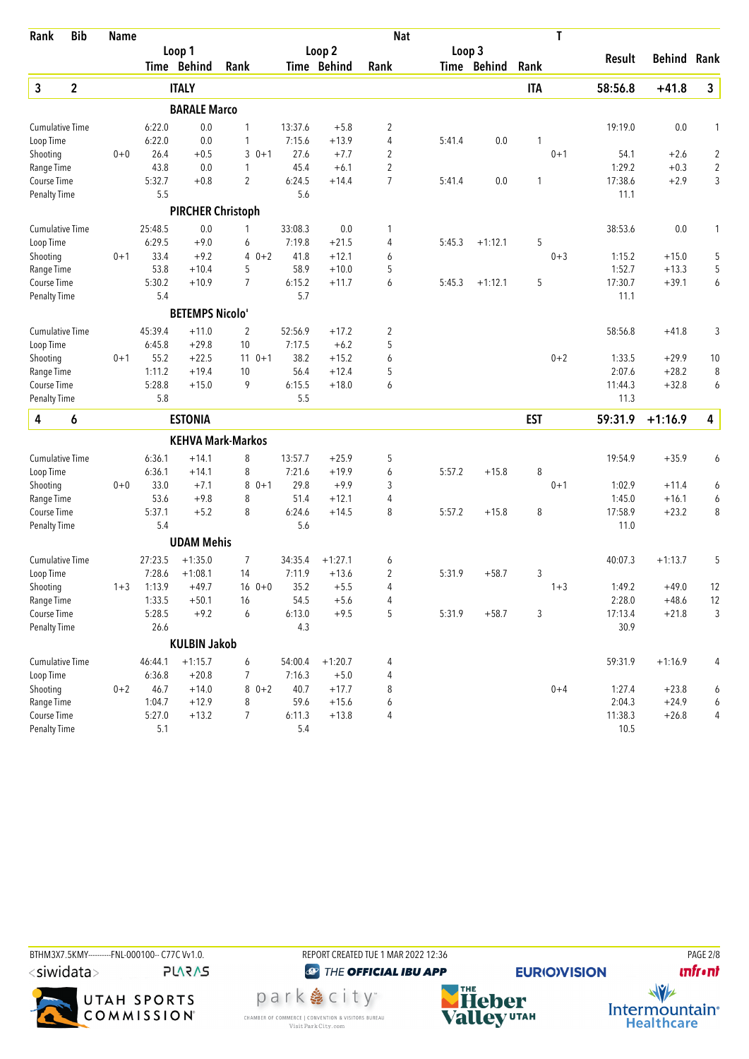| Rank | Bib | Name | | Loop 1 Time | Loop 1 Behind | Loop 1 Rank | | Loop 2 Time | Loop 2 Behind | Loop 2 Rank | Nat | Loop 3 Time | Loop 3 Behind | Loop 3 Rank | T | Result | Behind | Rank |
|---|---|---|---|---|---|---|---|---|---|---|---|---|---|---|---|---|---|---|
| **3** | **2** | **ITALY** | | | | | | | | | | | | **ITA** | | **58:56.8** | **+41.8** | **3** |
| | | **BARALE Marco** | | | | | | | | | | | | | | | | |
| | | Cumulative Time | | 6:22.0 | 0.0 | 1 | | 13:37.6 | +5.8 | 2 | | | | | | 19:19.0 | 0.0 | 1 |
| | | Loop Time | | 6:22.0 | 0.0 | 1 | | 7:15.6 | +13.9 | 4 | | 5:41.4 | 0.0 | 1 | | | | |
| | | Shooting | 0+0 | 26.4 | +0.5 | 3 | 0+1 | 27.6 | +7.7 | 2 | | | | | 0+1 | 54.1 | +2.6 | 2 |
| | | Range Time | | 43.8 | 0.0 | 1 | | 45.4 | +6.1 | 2 | | | | | | 1:29.2 | +0.3 | 2 |
| | | Course Time | | 5:32.7 | +0.8 | 2 | | 6:24.5 | +14.4 | 7 | | 5:41.4 | 0.0 | 1 | | 17:38.6 | +2.9 | 3 |
| | | Penalty Time | | 5.5 | | | | 5.6 | | | | | | | | 11.1 | | |
| | | **PIRCHER Christoph** | | | | | | | | | | | | | | | | |
| | | Cumulative Time | | 25:48.5 | 0.0 | 1 | | 33:08.3 | 0.0 | 1 | | | | | | 38:53.6 | 0.0 | 1 |
| | | Loop Time | | 6:29.5 | +9.0 | 6 | | 7:19.8 | +21.5 | 4 | | 5:45.3 | +1:12.1 | 5 | | | | |
| | | Shooting | 0+1 | 33.4 | +9.2 | 4 | 0+2 | 41.8 | +12.1 | 6 | | | | | 0+3 | 1:15.2 | +15.0 | 5 |
| | | Range Time | | 53.8 | +10.4 | 5 | | 58.9 | +10.0 | 5 | | | | | | 1:52.7 | +13.3 | 5 |
| | | Course Time | | 5:30.2 | +10.9 | 7 | | 6:15.2 | +11.7 | 6 | | 5:45.3 | +1:12.1 | 5 | | 17:30.7 | +39.1 | 6 |
| | | Penalty Time | | 5.4 | | | | 5.7 | | | | | | | | 11.1 | | |
| | | **BETEMPS Nicolo'** | | | | | | | | | | | | | | | | |
| | | Cumulative Time | | 45:39.4 | +11.0 | 2 | | 52:56.9 | +17.2 | 2 | | | | | | 58:56.8 | +41.8 | 3 |
| | | Loop Time | | 6:45.8 | +29.8 | 10 | | 7:17.5 | +6.2 | 5 | | | | | | | | |
| | | Shooting | 0+1 | 55.2 | +22.5 | 11 | 0+1 | 38.2 | +15.2 | 6 | | | | | 0+2 | 1:33.5 | +29.9 | 10 |
| | | Range Time | | 1:11.2 | +19.4 | 10 | | 56.4 | +12.4 | 5 | | | | | | 2:07.6 | +28.2 | 8 |
| | | Course Time | | 5:28.8 | +15.0 | 9 | | 6:15.5 | +18.0 | 6 | | | | | | 11:44.3 | +32.8 | 6 |
| | | Penalty Time | | 5.8 | | | | 5.5 | | | | | | | | 11.3 | | |
| **4** | **6** | **ESTONIA** | | | | | | | | | | | | **EST** | | **59:31.9** | **+1:16.9** | **4** |
| | | **KEHVA Mark-Markos** | | | | | | | | | | | | | | | | |
| | | Cumulative Time | | 6:36.1 | +14.1 | 8 | | 13:57.7 | +25.9 | 5 | | | | | | 19:54.9 | +35.9 | 6 |
| | | Loop Time | | 6:36.1 | +14.1 | 8 | | 7:21.6 | +19.9 | 6 | | 5:57.2 | +15.8 | 8 | | | | |
| | | Shooting | 0+0 | 33.0 | +7.1 | 8 | 0+1 | 29.8 | +9.9 | 3 | | | | | 0+1 | 1:02.9 | +11.4 | 6 |
| | | Range Time | | 53.6 | +9.8 | 8 | | 51.4 | +12.1 | 4 | | | | | | 1:45.0 | +16.1 | 6 |
| | | Course Time | | 5:37.1 | +5.2 | 8 | | 6:24.6 | +14.5 | 8 | | 5:57.2 | +15.8 | 8 | | 17:58.9 | +23.2 | 8 |
| | | Penalty Time | | 5.4 | | | | 5.6 | | | | | | | | 11.0 | | |
| | | **UDAM Mehis** | | | | | | | | | | | | | | | | |
| | | Cumulative Time | | 27:23.5 | +1:35.0 | 7 | | 34:35.4 | +1:27.1 | 6 | | | | | | 40:07.3 | +1:13.7 | 5 |
| | | Loop Time | | 7:28.6 | +1:08.1 | 14 | | 7:11.9 | +13.6 | 2 | | 5:31.9 | +58.7 | 3 | | | | |
| | | Shooting | 1+3 | 1:13.9 | +49.7 | 16 | 0+0 | 35.2 | +5.5 | 4 | | | | | 1+3 | 1:49.2 | +49.0 | 12 |
| | | Range Time | | 1:33.5 | +50.1 | 16 | | 54.5 | +5.6 | 4 | | | | | | 2:28.0 | +48.6 | 12 |
| | | Course Time | | 5:28.5 | +9.2 | 6 | | 6:13.0 | +9.5 | 5 | | 5:31.9 | +58.7 | 3 | | 17:13.4 | +21.8 | 3 |
| | | Penalty Time | | 26.6 | | | | 4.3 | | | | | | | | 30.9 | | |
| | | **KULBIN Jakob** | | | | | | | | | | | | | | | | |
| | | Cumulative Time | | 46:44.1 | +1:15.7 | 6 | | 54:00.4 | +1:20.7 | 4 | | | | | | 59:31.9 | +1:16.9 | 4 |
| | | Loop Time | | 6:36.8 | +20.8 | 7 | | 7:16.3 | +5.0 | 4 | | | | | | | | |
| | | Shooting | 0+2 | 46.7 | +14.0 | 8 | 0+2 | 40.7 | +17.7 | 8 | | | | | 0+4 | 1:27.4 | +23.8 | 6 |
| | | Range Time | | 1:04.7 | +12.9 | 8 | | 59.6 | +15.6 | 6 | | | | | | 2:04.3 | +24.9 | 6 |
| | | Course Time | | 5:27.0 | +13.2 | 7 | | 6:11.3 | +13.8 | 4 | | | | | | 11:38.3 | +26.8 | 4 |
| | | Penalty Time | | 5.1 | | | | 5.4 | | | | | | | | 10.5 | | |

BTHM3X7.5KMY----------FNL-000100-- C77C Vv1.0. REPORT CREATED TUE 1 MAR 2022 12:36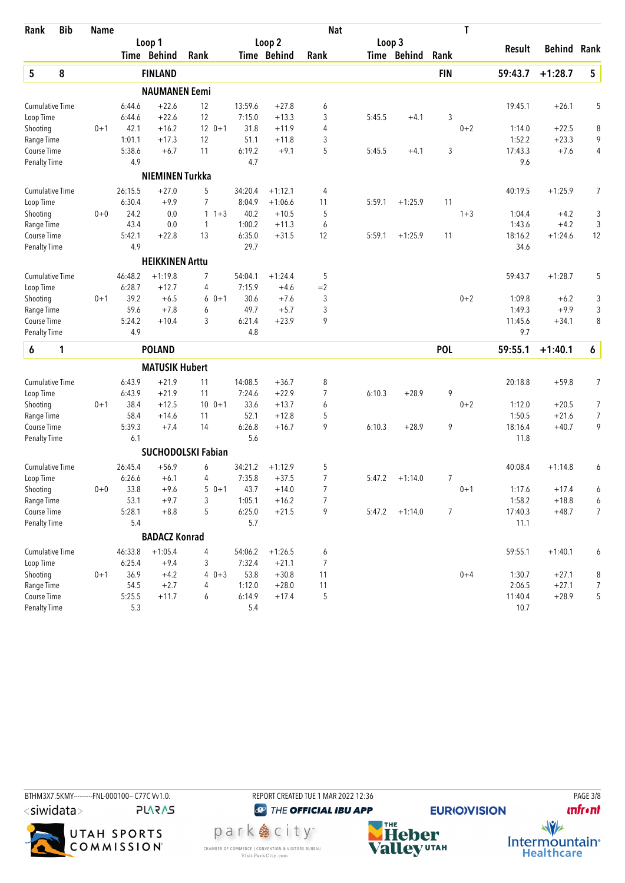| Rank | Bib | Name | | Loop 1 Time | Loop 1 Behind | Loop 1 Rank | | Loop 2 Time | Loop 2 Behind | Loop 2 Rank | Loop 3 Time | Loop 3 Behind | Loop 3 Rank | T | Result | Behind | Rank |
|---|---|---|---|---|---|---|---|---|---|---|---|---|---|---|---|---|---|
| **5** | **8** | **FINLAND** | | | | | | | | | | | **FIN** | | **59:43.7** | **+1:28.7** | **5** |
| | | **NAUMANEN Eemi** | | | | | | | | | | | | | | | |
| | | Cumulative Time | | 6:44.6 | +22.6 | 12 | | 13:59.6 | +27.8 | 6 | | | | | 19:45.1 | +26.1 | 5 |
| | | Loop Time | | 6:44.6 | +22.6 | 12 | | 7:15.0 | +13.3 | 3 | 5:45.5 | +4.1 | 3 | | | | |
| | | Shooting | 0+1 | 42.1 | +16.2 | 12 | 0+1 | 31.8 | +11.9 | 4 | | | | 0+2 | 1:14.0 | +22.5 | 8 |
| | | Range Time | | 1:01.1 | +17.3 | 12 | | 51.1 | +11.8 | 3 | | | | | 1:52.2 | +23.3 | 9 |
| | | Course Time | | 5:38.6 | +6.7 | 11 | | 6:19.2 | +9.1 | 5 | 5:45.5 | +4.1 | 3 | | 17:43.3 | +7.6 | 4 |
| | | Penalty Time | | 4.9 | | | | 4.7 | | | | | | | 9.6 | | |
| | | **NIEMINEN Turkka** | | | | | | | | | | | | | | | |
| | | Cumulative Time | | 26:15.5 | +27.0 | 5 | | 34:20.4 | +1:12.1 | 4 | | | | | 40:19.5 | +1:25.9 | 7 |
| | | Loop Time | | 6:30.4 | +9.9 | 7 | | 8:04.9 | +1:06.6 | 11 | 5:59.1 | +1:25.9 | 11 | | | | |
| | | Shooting | 0+0 | 24.2 | 0.0 | 1 | 1+3 | 40.2 | +10.5 | 5 | | | | 1+3 | 1:04.4 | +4.2 | 3 |
| | | Range Time | | 43.4 | 0.0 | 1 | | 1:00.2 | +11.3 | 6 | | | | | 1:43.6 | +4.2 | 3 |
| | | Course Time | | 5:42.1 | +22.8 | 13 | | 6:35.0 | +31.5 | 12 | 5:59.1 | +1:25.9 | 11 | | 18:16.2 | +1:24.6 | 12 |
| | | Penalty Time | | 4.9 | | | | 29.7 | | | | | | | 34.6 | | |
| | | **HEIKKINEN Arttu** | | | | | | | | | | | | | | | |
| | | Cumulative Time | | 46:48.2 | +1:19.8 | 7 | | 54:04.1 | +1:24.4 | 5 | | | | | 59:43.7 | +1:28.7 | 5 |
| | | Loop Time | | 6:28.7 | +12.7 | 4 | | 7:15.9 | +4.6 | =2 | | | | | | | |
| | | Shooting | 0+1 | 39.2 | +6.5 | 6 | 0+1 | 30.6 | +7.6 | 3 | | | | 0+2 | 1:09.8 | +6.2 | 3 |
| | | Range Time | | 59.6 | +7.8 | 6 | | 49.7 | +5.7 | 3 | | | | | 1:49.3 | +9.9 | 3 |
| | | Course Time | | 5:24.2 | +10.4 | 3 | | 6:21.4 | +23.9 | 9 | | | | | 11:45.6 | +34.1 | 8 |
| | | Penalty Time | | 4.9 | | | | 4.8 | | | | | | | 9.7 | | |
| **6** | **1** | **POLAND** | | | | | | | | | | | **POL** | | **59:55.1** | **+1:40.1** | **6** |
| | | **MATUSIK Hubert** | | | | | | | | | | | | | | | |
| | | Cumulative Time | | 6:43.9 | +21.9 | 11 | | 14:08.5 | +36.7 | 8 | | | | | 20:18.8 | +59.8 | 7 |
| | | Loop Time | | 6:43.9 | +21.9 | 11 | | 7:24.6 | +22.9 | 7 | 6:10.3 | +28.9 | 9 | | | | |
| | | Shooting | 0+1 | 38.4 | +12.5 | 10 | 0+1 | 33.6 | +13.7 | 6 | | | | 0+2 | 1:12.0 | +20.5 | 7 |
| | | Range Time | | 58.4 | +14.6 | 11 | | 52.1 | +12.8 | 5 | | | | | 1:50.5 | +21.6 | 7 |
| | | Course Time | | 5:39.3 | +7.4 | 14 | | 6:26.8 | +16.7 | 9 | 6:10.3 | +28.9 | 9 | | 18:16.4 | +40.7 | 9 |
| | | Penalty Time | | 6.1 | | | | 5.6 | | | | | | | 11.8 | | |
| | | **SUCHODOLSKI Fabian** | | | | | | | | | | | | | | | |
| | | Cumulative Time | | 26:45.4 | +56.9 | 6 | | 34:21.2 | +1:12.9 | 5 | | | | | 40:08.4 | +1:14.8 | 6 |
| | | Loop Time | | 6:26.6 | +6.1 | 4 | | 7:35.8 | +37.5 | 7 | 5:47.2 | +1:14.0 | 7 | | | | |
| | | Shooting | 0+0 | 33.8 | +9.6 | 5 | 0+1 | 43.7 | +14.0 | 7 | | | | 0+1 | 1:17.6 | +17.4 | 6 |
| | | Range Time | | 53.1 | +9.7 | 3 | | 1:05.1 | +16.2 | 7 | | | | | 1:58.2 | +18.8 | 6 |
| | | Course Time | | 5:28.1 | +8.8 | 5 | | 6:25.0 | +21.5 | 9 | 5:47.2 | +1:14.0 | 7 | | 17:40.3 | +48.7 | 7 |
| | | Penalty Time | | 5.4 | | | | 5.7 | | | | | | | 11.1 | | |
| | | **BADACZ Konrad** | | | | | | | | | | | | | | | |
| | | Cumulative Time | | 46:33.8 | +1:05.4 | 4 | | 54:06.2 | +1:26.5 | 6 | | | | | 59:55.1 | +1:40.1 | 6 |
| | | Loop Time | | 6:25.4 | +9.4 | 3 | | 7:32.4 | +21.1 | 7 | | | | | | | |
| | | Shooting | 0+1 | 36.9 | +4.2 | 4 | 0+3 | 53.8 | +30.8 | 11 | | | | 0+4 | 1:30.7 | +27.1 | 8 |
| | | Range Time | | 54.5 | +2.7 | 4 | | 1:12.0 | +28.0 | 11 | | | | | 2:06.5 | +27.1 | 7 |
| | | Course Time | | 5:25.5 | +11.7 | 6 | | 6:14.9 | +17.4 | 5 | | | | | 11:40.4 | +28.9 | 5 |
| | | Penalty Time | | 5.3 | | | | 5.4 | | | | | | | 10.7 | | |

BTHM3X7.5KMY---------FNL-000100-- C77C Vv1.0. REPORT CREATED TUE 1 MAR 2022 12:36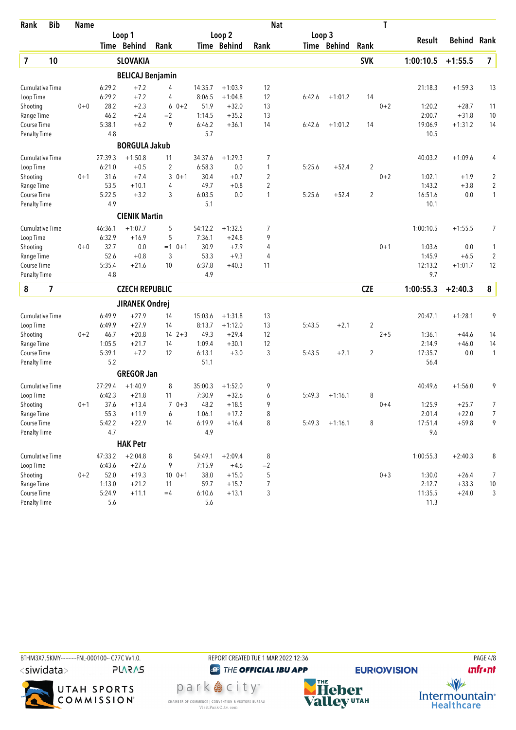| Rank | Bib | Name | Loop 1 Time | Loop 1 Behind | Loop 1 Rank | Loop 2 Time | Loop 2 Behind | Loop 2 Rank | Nat / Loop 3 Time | Loop 3 Behind | Loop 3 Rank | T | Result | Behind | Rank |
|---|---|---|---|---|---|---|---|---|---|---|---|---|---|---|---|
| **7** | **10** | **SLOVAKIA** | | | | | | | **SVK** | | | | **1:00:10.5** | **+1:55.5** | **7** |
| | | **BELICAJ Benjamin** | | | | | | | | | | | | | |
| Cumulative Time | | | 6:29.2 | +7.2 | 4 | 14:35.7 | +1:03.9 | 12 | | | | | 21:18.3 | +1:59.3 | 13 |
| Loop Time | | | 6:29.2 | +7.2 | 4 | 8:06.5 | +1:04.8 | 12 | 6:42.6 | +1:01.2 | 14 | | | | |
| Shooting | | 0+0 | 28.2 | +2.3 | 6 0+2 | 51.9 | +32.0 | 13 | | | | 0+2 | 1:20.2 | +28.7 | 11 |
| Range Time | | | 46.2 | +2.4 | =2 | 1:14.5 | +35.2 | 13 | | | | | 2:00.7 | +31.8 | 10 |
| Course Time | | | 5:38.1 | +6.2 | 9 | 6:46.2 | +36.1 | 14 | 6:42.6 | +1:01.2 | 14 | | 19:06.9 | +1:31.2 | 14 |
| Penalty Time | | | 4.8 | | | 5.7 | | | | | | | 10.5 | | |
| | | **BORGULA Jakub** | | | | | | | | | | | | | |
| Cumulative Time | | | 27:39.3 | +1:50.8 | 11 | 34:37.6 | +1:29.3 | 7 | | | | | 40:03.2 | +1:09.6 | 4 |
| Loop Time | | | 6:21.0 | +0.5 | 2 | 6:58.3 | 0.0 | 1 | 5:25.6 | +52.4 | 2 | | | | |
| Shooting | | 0+1 | 31.6 | +7.4 | 3 0+1 | 30.4 | +0.7 | 2 | | | | 0+2 | 1:02.1 | +1.9 | 2 |
| Range Time | | | 53.5 | +10.1 | 4 | 49.7 | +0.8 | 2 | | | | | 1:43.2 | +3.8 | 2 |
| Course Time | | | 5:22.5 | +3.2 | 3 | 6:03.5 | 0.0 | 1 | 5:25.6 | +52.4 | 2 | | 16:51.6 | 0.0 | 1 |
| Penalty Time | | | 4.9 | | | 5.1 | | | | | | | 10.1 | | |
| | | **CIENIK Martin** | | | | | | | | | | | | | |
| Cumulative Time | | | 46:36.1 | +1:07.7 | 5 | 54:12.2 | +1:32.5 | 7 | | | | | 1:00:10.5 | +1:55.5 | 7 |
| Loop Time | | | 6:32.9 | +16.9 | 5 | 7:36.1 | +24.8 | 9 | | | | | | | |
| Shooting | | 0+0 | 32.7 | 0.0 | =1 0+1 | 30.9 | +7.9 | 4 | | | | 0+1 | 1:03.6 | 0.0 | 1 |
| Range Time | | | 52.6 | +0.8 | 3 | 53.3 | +9.3 | 4 | | | | | 1:45.9 | +6.5 | 2 |
| Course Time | | | 5:35.4 | +21.6 | 10 | 6:37.8 | +40.3 | 11 | | | | | 12:13.2 | +1:01.7 | 12 |
| Penalty Time | | | 4.8 | | | 4.9 | | | | | | | 9.7 | | |
| **8** | **7** | **CZECH REPUBLIC** | | | | | | | **CZE** | | | | **1:00:55.3** | **+2:40.3** | **8** |
| | | **JIRANEK Ondrej** | | | | | | | | | | | | | |
| Cumulative Time | | | 6:49.9 | +27.9 | 14 | 15:03.6 | +1:31.8 | 13 | | | | | 20:47.1 | +1:28.1 | 9 |
| Loop Time | | | 6:49.9 | +27.9 | 14 | 8:13.7 | +1:12.0 | 13 | 5:43.5 | +2.1 | 2 | | | | |
| Shooting | | 0+2 | 46.7 | +20.8 | 14 2+3 | 49.3 | +29.4 | 12 | | | | 2+5 | 1:36.1 | +44.6 | 14 |
| Range Time | | | 1:05.5 | +21.7 | 14 | 1:09.4 | +30.1 | 12 | | | | | 2:14.9 | +46.0 | 14 |
| Course Time | | | 5:39.1 | +7.2 | 12 | 6:13.1 | +3.0 | 3 | 5:43.5 | +2.1 | 2 | | 17:35.7 | 0.0 | 1 |
| Penalty Time | | | 5.2 | | | 51.1 | | | | | | | 56.4 | | |
| | | **GREGOR Jan** | | | | | | | | | | | | | |
| Cumulative Time | | | 27:29.4 | +1:40.9 | 8 | 35:00.3 | +1:52.0 | 9 | | | | | 40:49.6 | +1:56.0 | 9 |
| Loop Time | | | 6:42.3 | +21.8 | 11 | 7:30.9 | +32.6 | 6 | 5:49.3 | +1:16.1 | 8 | | | | |
| Shooting | | 0+1 | 37.6 | +13.4 | 7 0+3 | 48.2 | +18.5 | 9 | | | | 0+4 | 1:25.9 | +25.7 | 7 |
| Range Time | | | 55.3 | +11.9 | 6 | 1:06.1 | +17.2 | 8 | | | | | 2:01.4 | +22.0 | 7 |
| Course Time | | | 5:42.2 | +22.9 | 14 | 6:19.9 | +16.4 | 8 | 5:49.3 | +1:16.1 | 8 | | 17:51.4 | +59.8 | 9 |
| Penalty Time | | | 4.7 | | | 4.9 | | | | | | | 9.6 | | |
| | | **HAK Petr** | | | | | | | | | | | | | |
| Cumulative Time | | | 47:33.2 | +2:04.8 | 8 | 54:49.1 | +2:09.4 | 8 | | | | | 1:00:55.3 | +2:40.3 | 8 |
| Loop Time | | | 6:43.6 | +27.6 | 9 | 7:15.9 | +4.6 | =2 | | | | | | | |
| Shooting | | 0+2 | 52.0 | +19.3 | 10 0+1 | 38.0 | +15.0 | 5 | | | | 0+3 | 1:30.0 | +26.4 | 7 |
| Range Time | | | 1:13.0 | +21.2 | 11 | 59.7 | +15.7 | 7 | | | | | 2:12.7 | +33.3 | 10 |
| Course Time | | | 5:24.9 | +11.1 | =4 | 6:10.6 | +13.1 | 3 | | | | | 11:35.5 | +24.0 | 3 |
| Penalty Time | | | 5.6 | | | 5.6 | | | | | | | 11.3 | | |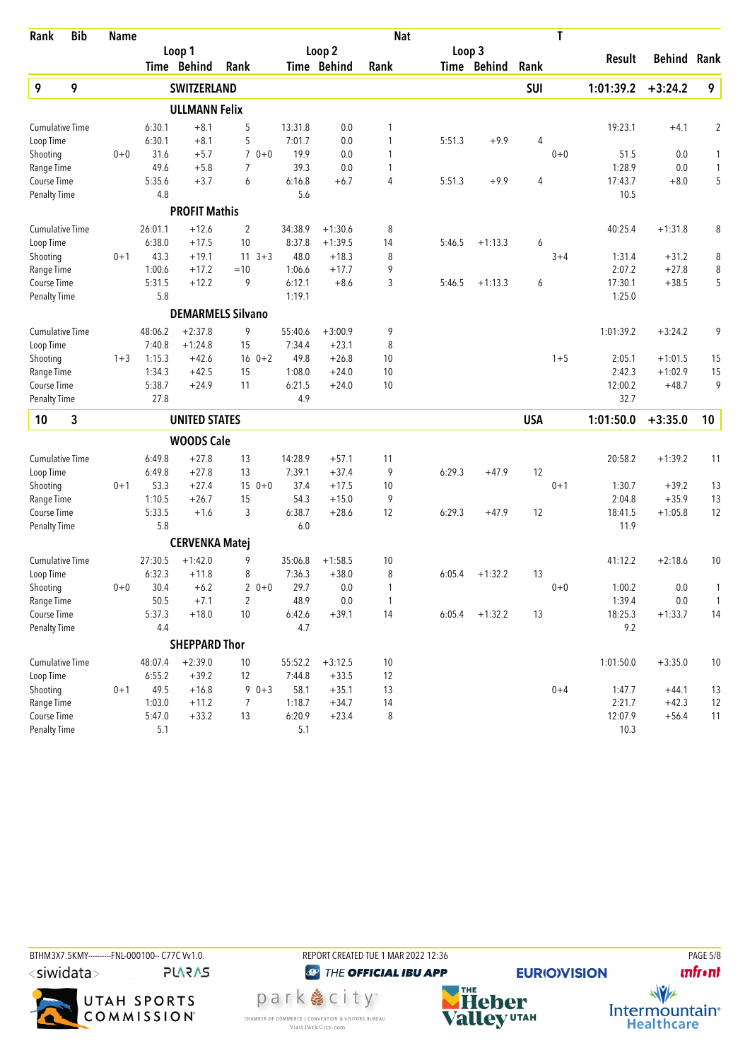| Rank | Bib | Name | | Loop 1 Time | Loop 1 Behind | Loop 1 Rank | | Loop 2 Time | Loop 2 Behind | Loop 2 Rank | Nat | Loop 3 Time | Loop 3 Behind | Loop 3 Rank | T | Result | Behind | Rank |
|---|---|---|---|---|---|---|---|---|---|---|---|---|---|---|---|---|---|---|
| **9** | **9** | **SWITZERLAND** | | | | | | | | | **SUI** | | | | | **1:01:39.2** | **+3:24.2** | **9** |
| | | **ULLMANN Felix** | | | | | | | | | | | | | | | | |
| | | Cumulative Time | | 6:30.1 | +8.1 | 5 | | 13:31.8 | 0.0 | 1 | | | | | | 19:23.1 | +4.1 | 2 |
| | | Loop Time | | 6:30.1 | +8.1 | 5 | | 7:01.7 | 0.0 | 1 | | 5:51.3 | +9.9 | 4 | | | | |
| | | Shooting | 0+0 | 31.6 | +5.7 | 7 | 0+0 | 19.9 | 0.0 | 1 | | | | | 0+0 | 51.5 | 0.0 | 1 |
| | | Range Time | | 49.6 | +5.8 | 7 | | 39.3 | 0.0 | 1 | | | | | | 1:28.9 | 0.0 | 1 |
| | | Course Time | | 5:35.6 | +3.7 | 6 | | 6:16.8 | +6.7 | 4 | | 5:51.3 | +9.9 | 4 | | 17:43.7 | +8.0 | 5 |
| | | Penalty Time | | 4.8 | | | | 5.6 | | | | | | | | 10.5 | | |
| | | **PROFIT Mathis** | | | | | | | | | | | | | | | | |
| | | Cumulative Time | | 26:01.1 | +12.6 | 2 | | 34:38.9 | +1:30.6 | 8 | | | | | | 40:25.4 | +1:31.8 | 8 |
| | | Loop Time | | 6:38.0 | +17.5 | 10 | | 8:37.8 | +1:39.5 | 14 | | 5:46.5 | +1:13.3 | 6 | | | | |
| | | Shooting | 0+1 | 43.3 | +19.1 | 11 | 3+3 | 48.0 | +18.3 | 8 | | | | | 3+4 | 1:31.4 | +31.2 | 8 |
| | | Range Time | | 1:00.6 | +17.2 | =10 | | 1:06.6 | +17.7 | 9 | | | | | | 2:07.2 | +27.8 | 8 |
| | | Course Time | | 5:31.5 | +12.2 | 9 | | 6:12.1 | +8.6 | 3 | | 5:46.5 | +1:13.3 | 6 | | 17:30.1 | +38.5 | 5 |
| | | Penalty Time | | 5.8 | | | | 1:19.1 | | | | | | | | 1:25.0 | | |
| | | **DEMARMELS Silvano** | | | | | | | | | | | | | | | | |
| | | Cumulative Time | | 48:06.2 | +2:37.8 | 9 | | 55:40.6 | +3:00.9 | 9 | | | | | | 1:01:39.2 | +3:24.2 | 9 |
| | | Loop Time | | 7:40.8 | +1:24.8 | 15 | | 7:34.4 | +23.1 | 8 | | | | | | | | |
| | | Shooting | 1+3 | 1:15.3 | +42.6 | 16 | 0+2 | 49.8 | +26.8 | 10 | | | | | 1+5 | 2:05.1 | +1:01.5 | 15 |
| | | Range Time | | 1:34.3 | +42.5 | 15 | | 1:08.0 | +24.0 | 10 | | | | | | 2:42.3 | +1:02.9 | 15 |
| | | Course Time | | 5:38.7 | +24.9 | 11 | | 6:21.5 | +24.0 | 10 | | | | | | 12:00.2 | +48.7 | 9 |
| | | Penalty Time | | 27.8 | | | | 4.9 | | | | | | | | 32.7 | | |
| **10** | **3** | **UNITED STATES** | | | | | | | | | **USA** | | | | | **1:01:50.0** | **+3:35.0** | **10** |
| | | **WOODS Cale** | | | | | | | | | | | | | | | | |
| | | Cumulative Time | | 6:49.8 | +27.8 | 13 | | 14:28.9 | +57.1 | 11 | | | | | | 20:58.2 | +1:39.2 | 11 |
| | | Loop Time | | 6:49.8 | +27.8 | 13 | | 7:39.1 | +37.4 | 9 | | 6:29.3 | +47.9 | 12 | | | | |
| | | Shooting | 0+1 | 53.3 | +27.4 | 15 | 0+0 | 37.4 | +17.5 | 10 | | | | | 0+1 | 1:30.7 | +39.2 | 13 |
| | | Range Time | | 1:10.5 | +26.7 | 15 | | 54.3 | +15.0 | 9 | | | | | | 2:04.8 | +35.9 | 13 |
| | | Course Time | | 5:33.5 | +1.6 | 3 | | 6:38.7 | +28.6 | 12 | | 6:29.3 | +47.9 | 12 | | 18:41.5 | +1:05.8 | 12 |
| | | Penalty Time | | 5.8 | | | | 6.0 | | | | | | | | 11.9 | | |
| | | **CERVENKA Matej** | | | | | | | | | | | | | | | | |
| | | Cumulative Time | | 27:30.5 | +1:42.0 | 9 | | 35:06.8 | +1:58.5 | 10 | | | | | | 41:12.2 | +2:18.6 | 10 |
| | | Loop Time | | 6:32.3 | +11.8 | 8 | | 7:36.3 | +38.0 | 8 | | 6:05.4 | +1:32.2 | 13 | | | | |
| | | Shooting | 0+0 | 30.4 | +6.2 | 2 | 0+0 | 29.7 | 0.0 | 1 | | | | | 0+0 | 1:00.2 | 0.0 | 1 |
| | | Range Time | | 50.5 | +7.1 | 2 | | 48.9 | 0.0 | 1 | | | | | | 1:39.4 | 0.0 | 1 |
| | | Course Time | | 5:37.3 | +18.0 | 10 | | 6:42.6 | +39.1 | 14 | | 6:05.4 | +1:32.2 | 13 | | 18:25.3 | +1:33.7 | 14 |
| | | Penalty Time | | 4.4 | | | | 4.7 | | | | | | | | 9.2 | | |
| | | **SHEPPARD Thor** | | | | | | | | | | | | | | | | |
| | | Cumulative Time | | 48:07.4 | +2:39.0 | 10 | | 55:52.2 | +3:12.5 | 10 | | | | | | 1:01:50.0 | +3:35.0 | 10 |
| | | Loop Time | | 6:55.2 | +39.2 | 12 | | 7:44.8 | +33.5 | 12 | | | | | | | | |
| | | Shooting | 0+1 | 49.5 | +16.8 | 9 | 0+3 | 58.1 | +35.1 | 13 | | | | | 0+4 | 1:47.7 | +44.1 | 13 |
| | | Range Time | | 1:03.0 | +11.2 | 7 | | 1:18.7 | +34.7 | 14 | | | | | | 2:21.7 | +42.3 | 12 |
| | | Course Time | | 5:47.0 | +33.2 | 13 | | 6:20.9 | +23.4 | 8 | | | | | | 12:07.9 | +56.4 | 11 |
| | | Penalty Time | | 5.1 | | | | 5.1 | | | | | | | | 10.3 | | |

BTHM3X7.5KMY---------FNL-000100-- C77C Vv1.0. REPORT CREATED TUE 1 MAR 2022 12:36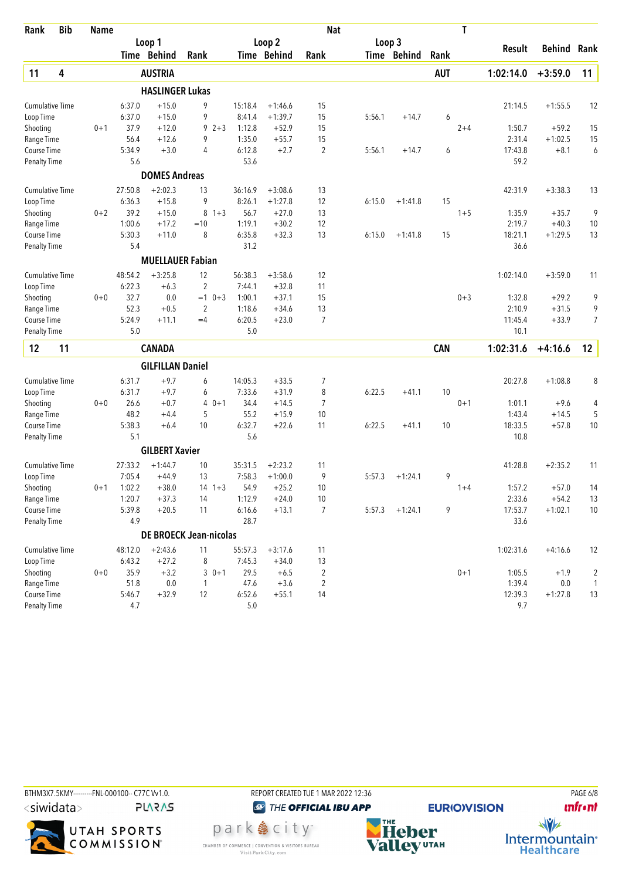| Rank | Bib | Name | Loop 1 Time | Loop 1 Behind | Loop 1 Rank | Loop 2 Time | Loop 2 Behind | Loop 2 Rank | Loop 3 Time | Loop 3 Behind | Loop 3 Rank | T | Result | Behind | Rank |
|---|---|---|---|---|---|---|---|---|---|---|---|---|---|---|---|
| **11** | **4** | **AUSTRIA** | | | | | | | | | **AUT** | | **1:02:14.0** | **+3:59.0** | **11** |
| | | **HASLINGER Lukas** | | | | | | | | | | | | | |
| Cumulative Time | | | 6:37.0 | +15.0 | 9 | 15:18.4 | +1:46.6 | 15 | | | | | 21:14.5 | +1:55.5 | 12 |
| Loop Time | | | 6:37.0 | +15.0 | 9 | 8:41.4 | +1:39.7 | 15 | 5:56.1 | +14.7 | 6 | | | | |
| Shooting | | 0+1 | 37.9 | +12.0 | 9 2+3 | 1:12.8 | +52.9 | 15 | | | | 2+4 | 1:50.7 | +59.2 | 15 |
| Range Time | | | 56.4 | +12.6 | 9 | 1:35.0 | +55.7 | 15 | | | | | 2:31.4 | +1:02.5 | 15 |
| Course Time | | | 5:34.9 | +3.0 | 4 | 6:12.8 | +2.7 | 2 | 5:56.1 | +14.7 | 6 | | 17:43.8 | +8.1 | 6 |
| Penalty Time | | | 5.6 | | | 53.6 | | | | | | | 59.2 | | |
| | | **DOMES Andreas** | | | | | | | | | | | | | |
| Cumulative Time | | | 27:50.8 | +2:02.3 | 13 | 36:16.9 | +3:08.6 | 13 | | | | | 42:31.9 | +3:38.3 | 13 |
| Loop Time | | | 6:36.3 | +15.8 | 9 | 8:26.1 | +1:27.8 | 12 | 6:15.0 | +1:41.8 | 15 | | | | |
| Shooting | | 0+2 | 39.2 | +15.0 | 8 1+3 | 56.7 | +27.0 | 13 | | | | 1+5 | 1:35.9 | +35.7 | 9 |
| Range Time | | | 1:00.6 | +17.2 | =10 | 1:19.1 | +30.2 | 12 | | | | | 2:19.7 | +40.3 | 10 |
| Course Time | | | 5:30.3 | +11.0 | 8 | 6:35.8 | +32.3 | 13 | 6:15.0 | +1:41.8 | 15 | | 18:21.1 | +1:29.5 | 13 |
| Penalty Time | | | 5.4 | | | 31.2 | | | | | | | 36.6 | | |
| | | **MUELLAUER Fabian** | | | | | | | | | | | | | |
| Cumulative Time | | | 48:54.2 | +3:25.8 | 12 | 56:38.3 | +3:58.6 | 12 | | | | | 1:02:14.0 | +3:59.0 | 11 |
| Loop Time | | | 6:22.3 | +6.3 | 2 | 7:44.1 | +32.8 | 11 | | | | | | | |
| Shooting | | 0+0 | 32.7 | 0.0 | =1 0+3 | 1:00.1 | +37.1 | 15 | | | | 0+3 | 1:32.8 | +29.2 | 9 |
| Range Time | | | 52.3 | +0.5 | 2 | 1:18.6 | +34.6 | 13 | | | | | 2:10.9 | +31.5 | 9 |
| Course Time | | | 5:24.9 | +11.1 | =4 | 6:20.5 | +23.0 | 7 | | | | | 11:45.4 | +33.9 | 7 |
| Penalty Time | | | 5.0 | | | 5.0 | | | | | | | 10.1 | | |
| **12** | **11** | **CANADA** | | | | | | | | | **CAN** | | **1:02:31.6** | **+4:16.6** | **12** |
| | | **GILFILLAN Daniel** | | | | | | | | | | | | | |
| Cumulative Time | | | 6:31.7 | +9.7 | 6 | 14:05.3 | +33.5 | 7 | | | | | 20:27.8 | +1:08.8 | 8 |
| Loop Time | | | 6:31.7 | +9.7 | 6 | 7:33.6 | +31.9 | 8 | 6:22.5 | +41.1 | 10 | | | | |
| Shooting | | 0+0 | 26.6 | +0.7 | 4 0+1 | 34.4 | +14.5 | 7 | | | | 0+1 | 1:01.1 | +9.6 | 4 |
| Range Time | | | 48.2 | +4.4 | 5 | 55.2 | +15.9 | 10 | | | | | 1:43.4 | +14.5 | 5 |
| Course Time | | | 5:38.3 | +6.4 | 10 | 6:32.7 | +22.6 | 11 | 6:22.5 | +41.1 | 10 | | 18:33.5 | +57.8 | 10 |
| Penalty Time | | | 5.1 | | | 5.6 | | | | | | | 10.8 | | |
| | | **GILBERT Xavier** | | | | | | | | | | | | | |
| Cumulative Time | | | 27:33.2 | +1:44.7 | 10 | 35:31.5 | +2:23.2 | 11 | | | | | 41:28.8 | +2:35.2 | 11 |
| Loop Time | | | 7:05.4 | +44.9 | 13 | 7:58.3 | +1:00.0 | 9 | 5:57.3 | +1:24.1 | 9 | | | | |
| Shooting | | 0+1 | 1:02.2 | +38.0 | 14 1+3 | 54.9 | +25.2 | 10 | | | | 1+4 | 1:57.2 | +57.0 | 14 |
| Range Time | | | 1:20.7 | +37.3 | 14 | 1:12.9 | +24.0 | 10 | | | | | 2:33.6 | +54.2 | 13 |
| Course Time | | | 5:39.8 | +20.5 | 11 | 6:16.6 | +13.1 | 7 | 5:57.3 | +1:24.1 | 9 | | 17:53.7 | +1:02.1 | 10 |
| Penalty Time | | | 4.9 | | | 28.7 | | | | | | | 33.6 | | |
| | | **DE BROECK Jean-nicolas** | | | | | | | | | | | | | |
| Cumulative Time | | | 48:12.0 | +2:43.6 | 11 | 55:57.3 | +3:17.6 | 11 | | | | | 1:02:31.6 | +4:16.6 | 12 |
| Loop Time | | | 6:43.2 | +27.2 | 8 | 7:45.3 | +34.0 | 13 | | | | | | | |
| Shooting | | 0+0 | 35.9 | +3.2 | 3 0+1 | 29.5 | +6.5 | 2 | | | | 0+1 | 1:05.5 | +1.9 | 2 |
| Range Time | | | 51.8 | 0.0 | 1 | 47.6 | +3.6 | 2 | | | | | 1:39.4 | 0.0 | 1 |
| Course Time | | | 5:46.7 | +32.9 | 12 | 6:52.6 | +55.1 | 14 | | | | | 12:39.3 | +1:27.8 | 13 |
| Penalty Time | | | 4.7 | | | 5.0 | | | | | | | 9.7 | | |

BTHM3X7.5KMY----------FNL-000100-- C77C Vv1.0. REPORT CREATED TUE 1 MAR 2022 12:36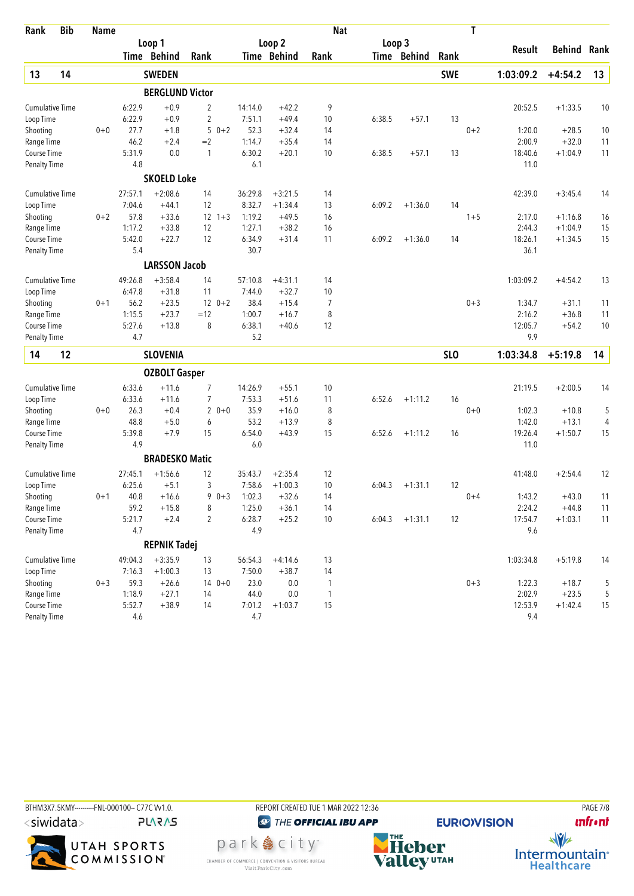| Rank | Bib | Name | | Loop 1 Time | Loop 1 Behind | Loop 1 Rank | | Loop 2 Time | Loop 2 Behind | Loop 2 Rank | Loop 3 Time | Loop 3 Behind | Loop 3 Rank | T | Result | Behind | Rank |
|---|---|---|---|---|---|---|---|---|---|---|---|---|---|---|---|---|---|
| **13** | **14** | **SWEDEN** | | | | | | | | | | | **SWE** | | **1:03:09.2** | **+4:54.2** | **13** |
| | | **BERGLUND Victor** | | | | | | | | | | | | | | | |
| | | Cumulative Time | | 6:22.9 | +0.9 | 2 | | 14:14.0 | +42.2 | 9 | | | | | 20:52.5 | +1:33.5 | 10 |
| | | Loop Time | | 6:22.9 | +0.9 | 2 | | 7:51.1 | +49.4 | 10 | 6:38.5 | +57.1 | 13 | | | | |
| | | Shooting | 0+0 | 27.7 | +1.8 | 5 | 0+2 | 52.3 | +32.4 | 14 | | | | 0+2 | 1:20.0 | +28.5 | 10 |
| | | Range Time | | 46.2 | +2.4 | =2 | | 1:14.7 | +35.4 | 14 | | | | | 2:00.9 | +32.0 | 11 |
| | | Course Time | | 5:31.9 | 0.0 | 1 | | 6:30.2 | +20.1 | 10 | 6:38.5 | +57.1 | 13 | | 18:40.6 | +1:04.9 | 11 |
| | | Penalty Time | | 4.8 | | | | 6.1 | | | | | | | 11.0 | | |
| | | **SKOELD Loke** | | | | | | | | | | | | | | | |
| | | Cumulative Time | | 27:57.1 | +2:08.6 | 14 | | 36:29.8 | +3:21.5 | 14 | | | | | 42:39.0 | +3:45.4 | 14 |
| | | Loop Time | | 7:04.6 | +44.1 | 12 | | 8:32.7 | +1:34.4 | 13 | 6:09.2 | +1:36.0 | 14 | | | | |
| | | Shooting | 0+2 | 57.8 | +33.6 | 12 | 1+3 | 1:19.2 | +49.5 | 16 | | | | 1+5 | 2:17.0 | +1:16.8 | 16 |
| | | Range Time | | 1:17.2 | +33.8 | 12 | | 1:27.1 | +38.2 | 16 | | | | | 2:44.3 | +1:04.9 | 15 |
| | | Course Time | | 5:42.0 | +22.7 | 12 | | 6:34.9 | +31.4 | 11 | 6:09.2 | +1:36.0 | 14 | | 18:26.1 | +1:34.5 | 15 |
| | | Penalty Time | | 5.4 | | | | 30.7 | | | | | | | 36.1 | | |
| | | **LARSSON Jacob** | | | | | | | | | | | | | | | |
| | | Cumulative Time | | 49:26.8 | +3:58.4 | 14 | | 57:10.8 | +4:31.1 | 14 | | | | | 1:03:09.2 | +4:54.2 | 13 |
| | | Loop Time | | 6:47.8 | +31.8 | 11 | | 7:44.0 | +32.7 | 10 | | | | | | | |
| | | Shooting | 0+1 | 56.2 | +23.5 | 12 | 0+2 | 38.4 | +15.4 | 7 | | | | 0+3 | 1:34.7 | +31.1 | 11 |
| | | Range Time | | 1:15.5 | +23.7 | =12 | | 1:00.7 | +16.7 | 8 | | | | | 2:16.2 | +36.8 | 11 |
| | | Course Time | | 5:27.6 | +13.8 | 8 | | 6:38.1 | +40.6 | 12 | | | | | 12:05.7 | +54.2 | 10 |
| | | Penalty Time | | 4.7 | | | | 5.2 | | | | | | | 9.9 | | |
| **14** | **12** | **SLOVENIA** | | | | | | | | | | | **SLO** | | **1:03:34.8** | **+5:19.8** | **14** |
| | | **OZBOLT Gasper** | | | | | | | | | | | | | | | |
| | | Cumulative Time | | 6:33.6 | +11.6 | 7 | | 14:26.9 | +55.1 | 10 | | | | | 21:19.5 | +2:00.5 | 14 |
| | | Loop Time | | 6:33.6 | +11.6 | 7 | | 7:53.3 | +51.6 | 11 | 6:52.6 | +1:11.2 | 16 | | | | |
| | | Shooting | 0+0 | 26.3 | +0.4 | 2 | 0+0 | 35.9 | +16.0 | 8 | | | | 0+0 | 1:02.3 | +10.8 | 5 |
| | | Range Time | | 48.8 | +5.0 | 6 | | 53.2 | +13.9 | 8 | | | | | 1:42.0 | +13.1 | 4 |
| | | Course Time | | 5:39.8 | +7.9 | 15 | | 6:54.0 | +43.9 | 15 | 6:52.6 | +1:11.2 | 16 | | 19:26.4 | +1:50.7 | 15 |
| | | Penalty Time | | 4.9 | | | | 6.0 | | | | | | | 11.0 | | |
| | | **BRADESKO Matic** | | | | | | | | | | | | | | | |
| | | Cumulative Time | | 27:45.1 | +1:56.6 | 12 | | 35:43.7 | +2:35.4 | 12 | | | | | 41:48.0 | +2:54.4 | 12 |
| | | Loop Time | | 6:25.6 | +5.1 | 3 | | 7:58.6 | +1:00.3 | 10 | 6:04.3 | +1:31.1 | 12 | | | | |
| | | Shooting | 0+1 | 40.8 | +16.6 | 9 | 0+3 | 1:02.3 | +32.6 | 14 | | | | 0+4 | 1:43.2 | +43.0 | 11 |
| | | Range Time | | 59.2 | +15.8 | 8 | | 1:25.0 | +36.1 | 14 | | | | | 2:24.2 | +44.8 | 11 |
| | | Course Time | | 5:21.7 | +2.4 | 2 | | 6:28.7 | +25.2 | 10 | 6:04.3 | +1:31.1 | 12 | | 17:54.7 | +1:03.1 | 11 |
| | | Penalty Time | | 4.7 | | | | 4.9 | | | | | | | 9.6 | | |
| | | **REPNIK Tadej** | | | | | | | | | | | | | | | |
| | | Cumulative Time | | 49:04.3 | +3:35.9 | 13 | | 56:54.3 | +4:14.6 | 13 | | | | | 1:03:34.8 | +5:19.8 | 14 |
| | | Loop Time | | 7:16.3 | +1:00.3 | 13 | | 7:50.0 | +38.7 | 14 | | | | | | | |
| | | Shooting | 0+3 | 59.3 | +26.6 | 14 | 0+0 | 23.0 | 0.0 | 1 | | | | 0+3 | 1:22.3 | +18.7 | 5 |
| | | Range Time | | 1:18.9 | +27.1 | 14 | | 44.0 | 0.0 | 1 | | | | | 2:02.9 | +23.5 | 5 |
| | | Course Time | | 5:52.7 | +38.9 | 14 | | 7:01.2 | +1:03.7 | 15 | | | | | 12:53.9 | +1:42.4 | 15 |
| | | Penalty Time | | 4.6 | | | | 4.7 | | | | | | | 9.4 | | |

BTHM3X7.5KMY---------FNL-000100-- C77C Vv1.0. REPORT CREATED TUE 1 MAR 2022 12:36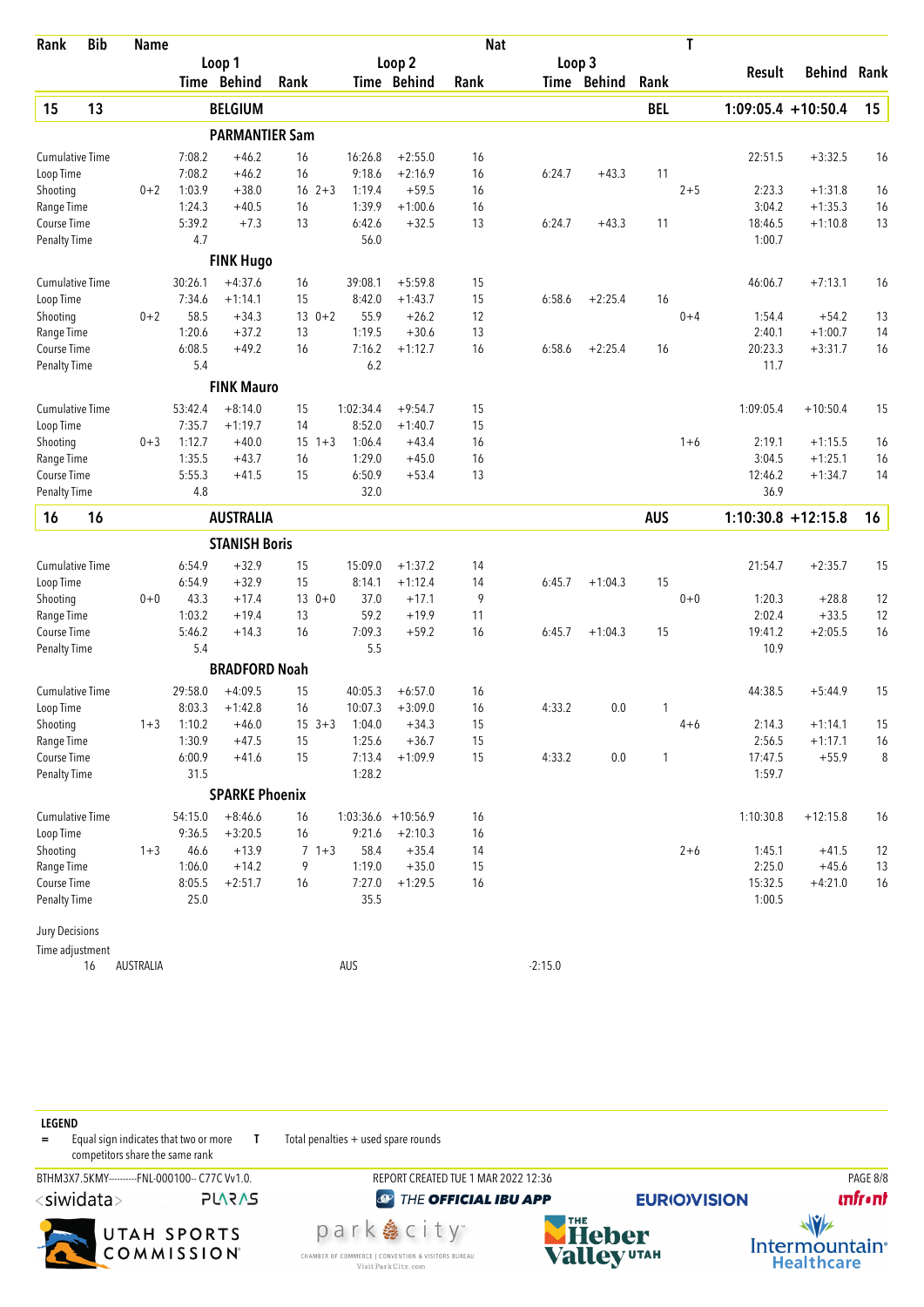| Rank | Bib | Name | Loop 1 Time | Loop 1 Behind | Loop 1 Rank | Loop 2 Time | Loop 2 Behind | Loop 2 Rank | Loop 3 Time | Loop 3 Behind | Loop 3 Rank | T | Result | Behind | Rank |
|---|---|---|---|---|---|---|---|---|---|---|---|---|---|---|---|
| **15** | **13** | **BELGIUM** | | | | | | | | | **BEL** | | **1:09:05.4** | **+10:50.4** | **15** |
| | | **PARMANTIER Sam** | | | | | | | | | | | | | |
| Cumulative Time | | | 7:08.2 | +46.2 | 16 | 16:26.8 | +2:55.0 | 16 | | | | | 22:51.5 | +3:32.5 | 16 |
| Loop Time | | | 7:08.2 | +46.2 | 16 | 9:18.6 | +2:16.9 | 16 | 6:24.7 | +43.3 | 11 | | | | |
| Shooting | | 0+2 | 1:03.9 | +38.0 | 16 2+3 | 1:19.4 | +59.5 | 16 | | | | 2+5 | 2:23.3 | +1:31.8 | 16 |
| Range Time | | | 1:24.3 | +40.5 | 16 | 1:39.9 | +1:00.6 | 16 | | | | | 3:04.2 | +1:35.3 | 16 |
| Course Time | | | 5:39.2 | +7.3 | 13 | 6:42.6 | +32.5 | 13 | 6:24.7 | +43.3 | 11 | | 18:46.5 | +1:10.8 | 13 |
| Penalty Time | | | 4.7 | | | 56.0 | | | | | | | 1:00.7 | | |
| | | **FINK Hugo** | | | | | | | | | | | | | |
| Cumulative Time | | | 30:26.1 | +4:37.6 | 16 | 39:08.1 | +5:59.8 | 15 | | | | | 46:06.7 | +7:13.1 | 16 |
| Loop Time | | | 7:34.6 | +1:14.1 | 15 | 8:42.0 | +1:43.7 | 15 | 6:58.6 | +2:25.4 | 16 | | | | |
| Shooting | | 0+2 | 58.5 | +34.3 | 13 0+2 | 55.9 | +26.2 | 12 | | | | 0+4 | 1:54.4 | +54.2 | 13 |
| Range Time | | | 1:20.6 | +37.2 | 13 | 1:19.5 | +30.6 | 13 | | | | | 2:40.1 | +1:00.7 | 14 |
| Course Time | | | 6:08.5 | +49.2 | 16 | 7:16.2 | +1:12.7 | 16 | 6:58.6 | +2:25.4 | 16 | | 20:23.3 | +3:31.7 | 16 |
| Penalty Time | | | 5.4 | | | 6.2 | | | | | | | 11.7 | | |
| | | **FINK Mauro** | | | | | | | | | | | | | |
| Cumulative Time | | | 53:42.4 | +8:14.0 | 15 | 1:02:34.4 | +9:54.7 | 15 | | | | | 1:09:05.4 | +10:50.4 | 15 |
| Loop Time | | | 7:35.7 | +1:19.7 | 14 | 8:52.0 | +1:40.7 | 15 | | | | | | | |
| Shooting | | 0+3 | 1:12.7 | +40.0 | 15 1+3 | 1:06.4 | +43.4 | 16 | | | | 1+6 | 2:19.1 | +1:15.5 | 16 |
| Range Time | | | 1:35.5 | +43.7 | 16 | 1:29.0 | +45.0 | 16 | | | | | 3:04.5 | +1:25.1 | 16 |
| Course Time | | | 5:55.3 | +41.5 | 15 | 6:50.9 | +53.4 | 13 | | | | | 12:46.2 | +1:34.7 | 14 |
| Penalty Time | | | 4.8 | | | 32.0 | | | | | | | 36.9 | | |
| **16** | **16** | **AUSTRALIA** | | | | | | | | | **AUS** | | **1:10:30.8** | **+12:15.8** | **16** |
| | | **STANISH Boris** | | | | | | | | | | | | | |
| Cumulative Time | | | 6:54.9 | +32.9 | 15 | 15:09.0 | +1:37.2 | 14 | | | | | 21:54.7 | +2:35.7 | 15 |
| Loop Time | | | 6:54.9 | +32.9 | 15 | 8:14.1 | +1:12.4 | 14 | 6:45.7 | +1:04.3 | 15 | | | | |
| Shooting | | 0+0 | 43.3 | +17.4 | 13 0+0 | 37.0 | +17.1 | 9 | | | | 0+0 | 1:20.3 | +28.8 | 12 |
| Range Time | | | 1:03.2 | +19.4 | 13 | 59.2 | +19.9 | 11 | | | | | 2:02.4 | +33.5 | 12 |
| Course Time | | | 5:46.2 | +14.3 | 16 | 7:09.3 | +59.2 | 16 | 6:45.7 | +1:04.3 | 15 | | 19:41.2 | +2:05.5 | 16 |
| Penalty Time | | | 5.4 | | | 5.5 | | | | | | | 10.9 | | |
| | | **BRADFORD Noah** | | | | | | | | | | | | | |
| Cumulative Time | | | 29:58.0 | +4:09.5 | 15 | 40:05.3 | +6:57.0 | 16 | | | | | 44:38.5 | +5:44.9 | 15 |
| Loop Time | | | 8:03.3 | +1:42.8 | 16 | 10:07.3 | +3:09.0 | 16 | 4:33.2 | 0.0 | 1 | | | | |
| Shooting | | 1+3 | 1:10.2 | +46.0 | 15 3+3 | 1:04.0 | +34.3 | 15 | | | | 4+6 | 2:14.3 | +1:14.1 | 15 |
| Range Time | | | 1:30.9 | +47.5 | 15 | 1:25.6 | +36.7 | 15 | | | | | 2:56.5 | +1:17.1 | 16 |
| Course Time | | | 6:00.9 | +41.6 | 15 | 7:13.4 | +1:09.9 | 15 | 4:33.2 | 0.0 | 1 | | 17:47.5 | +55.9 | 8 |
| Penalty Time | | | 31.5 | | | 1:28.2 | | | | | | | 1:59.7 | | |
| | | **SPARKE Phoenix** | | | | | | | | | | | | | |
| Cumulative Time | | | 54:15.0 | +8:46.6 | 16 | 1:03:36.6 | +10:56.9 | 16 | | | | | 1:10:30.8 | +12:15.8 | 16 |
| Loop Time | | | 9:36.5 | +3:20.5 | 16 | 9:21.6 | +2:10.3 | 16 | | | | | | | |
| Shooting | | 1+3 | 46.6 | +13.9 | 7 1+3 | 58.4 | +35.4 | 14 | | | | 2+6 | 1:45.1 | +41.5 | 12 |
| Range Time | | | 1:06.0 | +14.2 | 9 | 1:19.0 | +35.0 | 15 | | | | | 2:25.0 | +45.6 | 13 |
| Course Time | | | 8:05.5 | +2:51.7 | 16 | 7:27.0 | +1:29.5 | 16 | | | | | 15:32.5 | +4:21.0 | 16 |
| Penalty Time | | | 25.0 | | | 35.5 | | | | | | | 1:00.5 | | |

Jury Decisions

Time adjustment

| | | | | |
|---|---|---|---|---|
| 16 | AUSTRALIA | AUS | | -2:15.0 |

**LEGEND**

= Equal sign indicates that two or more competitors share the same rank

T Total penalties + used spare rounds

BTHM3X7.5KMY---------FNL-000100-- C77C Vv1.0. REPORT CREATED TUE 1 MAR 2022 12:36